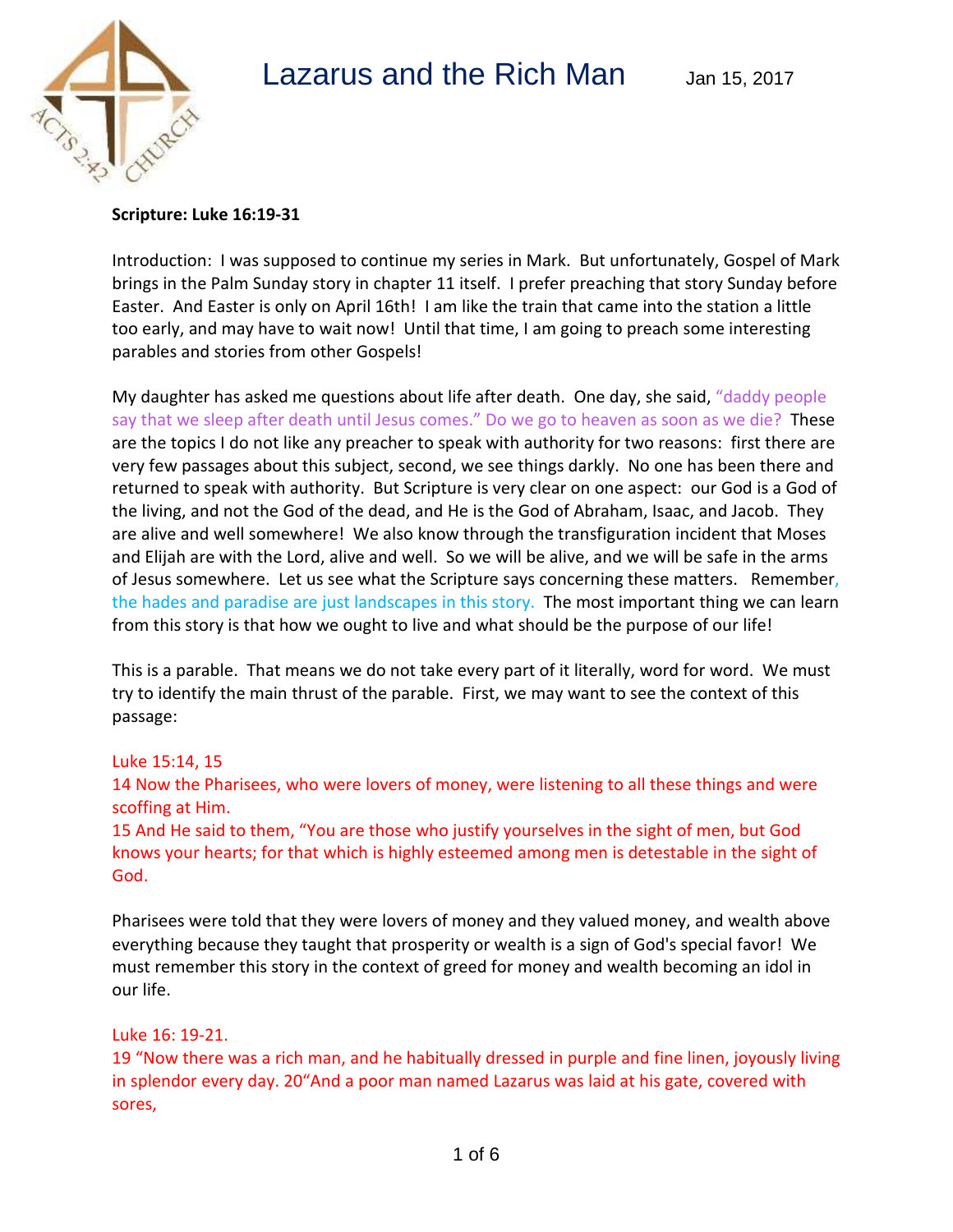# Lazarus and the Rich Man

Jan 15, 2017

**Scripture: Luke 16:19-31**

Introduction: I was supposed to continue my series in Mark. But unfortunately, Gospel of Mark brings in the Palm Sunday story in chapter 11 itself. I prefer preaching that story Sunday before Easter. And Easter is only on April 16th! I am like the train that came into the station a little too early, and may have to wait now! Until that time, I am going to preach some interesting parables and stories from other Gospels!

My daughter has asked me questions about life after death. One day, she said, "daddy people say that we sleep after death until Jesus comes." Do we go to heaven as soon as we die? These are the topics I do not like any preacher to speak with authority for two reasons: first there are very few passages about this subject, second, we see things darkly. No one has been there and returned to speak with authority. But Scripture is very clear on one aspect: our God is a God of the living, and not the God of the dead, and He is the God of Abraham, Isaac, and Jacob. They are alive and well somewhere! We also know through the transfiguration incident that Moses and Elijah are with the Lord, alive and well. So we will be alive, and we will be safe in the arms of Jesus somewhere. Let us see what the Scripture says concerning these matters. Remember, the hades and paradise are just landscapes in this story. The most important thing we can learn from this story is that how we ought to live and what should be the purpose of our life!

This is a parable. That means we do not take every part of it literally, word for word. We must try to identify the main thrust of the parable. First, we may want to see the context of this passage:

Luke 15:14, 15
14 Now the Pharisees, who were lovers of money, were listening to all these things and were scoffing at Him.
15 And He said to them, "You are those who justify yourselves in the sight of men, but God knows your hearts; for that which is highly esteemed among men is detestable in the sight of God.

Pharisees were told that they were lovers of money and they valued money, and wealth above everything because they taught that prosperity or wealth is a sign of God's special favor! We must remember this story in the context of greed for money and wealth becoming an idol in our life.

Luke 16: 19-21.
19 "Now there was a rich man, and he habitually dressed in purple and fine linen, joyously living in splendor every day. 20"And a poor man named Lazarus was laid at his gate, covered with sores,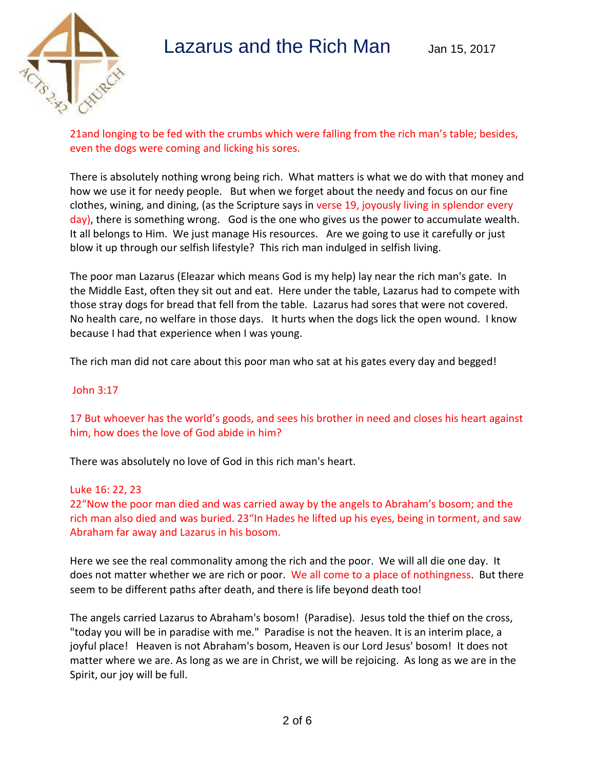21and longing to be fed with the crumbs which were falling from the rich man's table; besides, even the dogs were coming and licking his sores.

There is absolutely nothing wrong being rich. What matters is what we do with that money and how we use it for needy people. But when we forget about the needy and focus on our fine clothes, wining, and dining, (as the Scripture says in verse 19, joyously living in splendor every day), there is something wrong. God is the one who gives us the power to accumulate wealth. It all belongs to Him. We just manage His resources. Are we going to use it carefully or just blow it up through our selfish lifestyle? This rich man indulged in selfish living.

The poor man Lazarus (Eleazar which means God is my help) lay near the rich man's gate. In the Middle East, often they sit out and eat. Here under the table, Lazarus had to compete with those stray dogs for bread that fell from the table. Lazarus had sores that were not covered. No health care, no welfare in those days. It hurts when the dogs lick the open wound. I know because I had that experience when I was young.

The rich man did not care about this poor man who sat at his gates every day and begged!

John 3:17

17 But whoever has the world's goods, and sees his brother in need and closes his heart against him, how does the love of God abide in him?

There was absolutely no love of God in this rich man's heart.

Luke 16: 22, 23
22"Now the poor man died and was carried away by the angels to Abraham's bosom; and the rich man also died and was buried. 23"In Hades he lifted up his eyes, being in torment, and saw Abraham far away and Lazarus in his bosom.

Here we see the real commonality among the rich and the poor. We will all die one day. It does not matter whether we are rich or poor. We all come to a place of nothingness. But there seem to be different paths after death, and there is life beyond death too!

The angels carried Lazarus to Abraham's bosom! (Paradise). Jesus told the thief on the cross, "today you will be in paradise with me." Paradise is not the heaven. It is an interim place, a joyful place! Heaven is not Abraham's bosom, Heaven is our Lord Jesus' bosom! It does not matter where we are. As long as we are in Christ, we will be rejoicing. As long as we are in the Spirit, our joy will be full.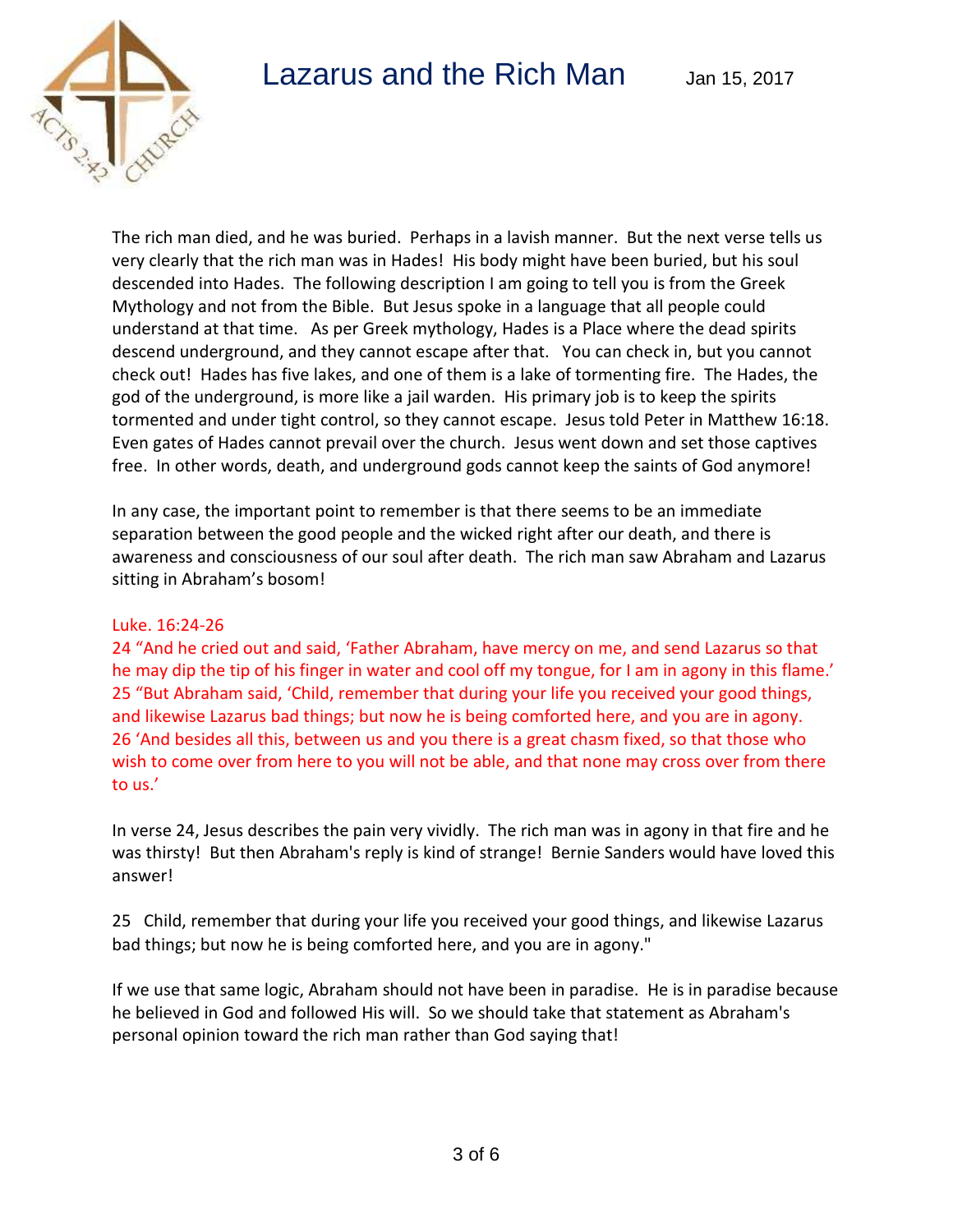The rich man died, and he was buried. Perhaps in a lavish manner. But the next verse tells us very clearly that the rich man was in Hades! His body might have been buried, but his soul descended into Hades. The following description I am going to tell you is from the Greek Mythology and not from the Bible. But Jesus spoke in a language that all people could understand at that time. As per Greek mythology, Hades is a Place where the dead spirits descend underground, and they cannot escape after that. You can check in, but you cannot check out! Hades has five lakes, and one of them is a lake of tormenting fire. The Hades, the god of the underground, is more like a jail warden. His primary job is to keep the spirits tormented and under tight control, so they cannot escape. Jesus told Peter in Matthew 16:18. Even gates of Hades cannot prevail over the church. Jesus went down and set those captives free. In other words, death, and underground gods cannot keep the saints of God anymore!

In any case, the important point to remember is that there seems to be an immediate separation between the good people and the wicked right after our death, and there is awareness and consciousness of our soul after death. The rich man saw Abraham and Lazarus sitting in Abraham's bosom!

Luke. 16:24-26

24 "And he cried out and said, 'Father Abraham, have mercy on me, and send Lazarus so that he may dip the tip of his finger in water and cool off my tongue, for I am in agony in this flame.'
25 "But Abraham said, 'Child, remember that during your life you received your good things, and likewise Lazarus bad things; but now he is being comforted here, and you are in agony.
26 'And besides all this, between us and you there is a great chasm fixed, so that those who wish to come over from here to you will not be able, and that none may cross over from there to us.'

In verse 24, Jesus describes the pain very vividly. The rich man was in agony in that fire and he was thirsty! But then Abraham's reply is kind of strange! Bernie Sanders would have loved this answer!

25 Child, remember that during your life you received your good things, and likewise Lazarus bad things; but now he is being comforted here, and you are in agony."

If we use that same logic, Abraham should not have been in paradise. He is in paradise because he believed in God and followed His will. So we should take that statement as Abraham's personal opinion toward the rich man rather than God saying that!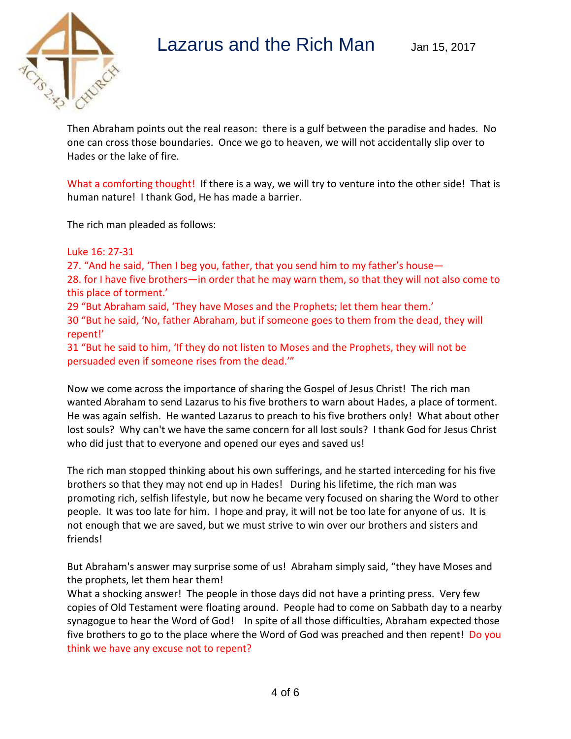Then Abraham points out the real reason: there is a gulf between the paradise and hades. No one can cross those boundaries. Once we go to heaven, we will not accidentally slip over to Hades or the lake of fire.

What a comforting thought! If there is a way, we will try to venture into the other side! That is human nature! I thank God, He has made a barrier.

The rich man pleaded as follows:

Luke 16: 27-31
27. "And he said, 'Then I beg you, father, that you send him to my father's house—
28. for I have five brothers—in order that he may warn them, so that they will not also come to this place of torment.'
29 "But Abraham said, 'They have Moses and the Prophets; let them hear them.'
30 "But he said, 'No, father Abraham, but if someone goes to them from the dead, they will repent!'
31 "But he said to him, 'If they do not listen to Moses and the Prophets, they will not be persuaded even if someone rises from the dead.'"

Now we come across the importance of sharing the Gospel of Jesus Christ! The rich man wanted Abraham to send Lazarus to his five brothers to warn about Hades, a place of torment. He was again selfish. He wanted Lazarus to preach to his five brothers only! What about other lost souls? Why can't we have the same concern for all lost souls? I thank God for Jesus Christ who did just that to everyone and opened our eyes and saved us!

The rich man stopped thinking about his own sufferings, and he started interceding for his five brothers so that they may not end up in Hades! During his lifetime, the rich man was promoting rich, selfish lifestyle, but now he became very focused on sharing the Word to other people. It was too late for him. I hope and pray, it will not be too late for anyone of us. It is not enough that we are saved, but we must strive to win over our brothers and sisters and friends!

But Abraham's answer may surprise some of us! Abraham simply said, "they have Moses and the prophets, let them hear them!
What a shocking answer! The people in those days did not have a printing press. Very few copies of Old Testament were floating around. People had to come on Sabbath day to a nearby synagogue to hear the Word of God! In spite of all those difficulties, Abraham expected those five brothers to go to the place where the Word of God was preached and then repent! Do you think we have any excuse not to repent?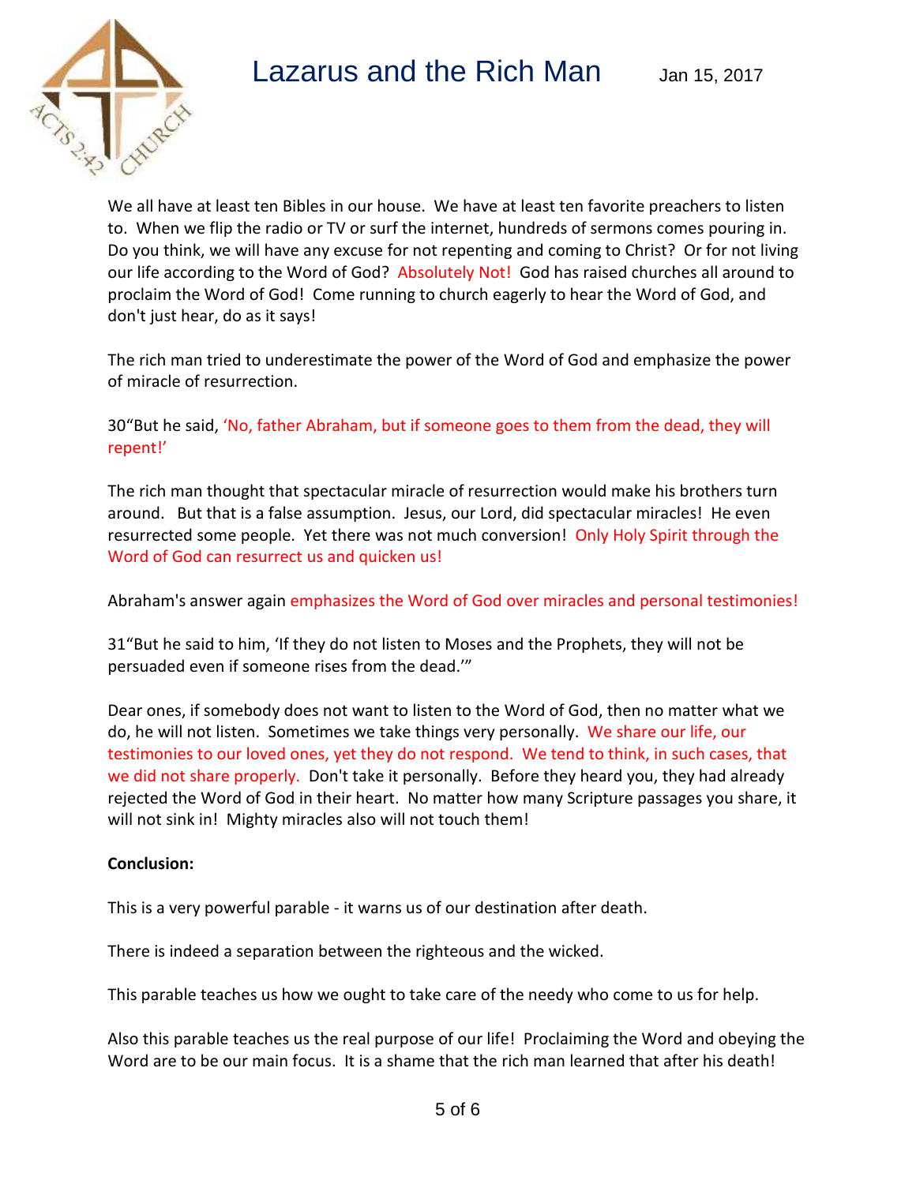We all have at least ten Bibles in our house. We have at least ten favorite preachers to listen to. When we flip the radio or TV or surf the internet, hundreds of sermons comes pouring in. Do you think, we will have any excuse for not repenting and coming to Christ? Or for not living our life according to the Word of God? Absolutely Not! God has raised churches all around to proclaim the Word of God! Come running to church eagerly to hear the Word of God, and don't just hear, do as it says!

The rich man tried to underestimate the power of the Word of God and emphasize the power of miracle of resurrection.

30"But he said, 'No, father Abraham, but if someone goes to them from the dead, they will repent!'

The rich man thought that spectacular miracle of resurrection would make his brothers turn around. But that is a false assumption. Jesus, our Lord, did spectacular miracles! He even resurrected some people. Yet there was not much conversion! Only Holy Spirit through the Word of God can resurrect us and quicken us!

Abraham's answer again emphasizes the Word of God over miracles and personal testimonies!

31"But he said to him, 'If they do not listen to Moses and the Prophets, they will not be persuaded even if someone rises from the dead.'"

Dear ones, if somebody does not want to listen to the Word of God, then no matter what we do, he will not listen. Sometimes we take things very personally. We share our life, our testimonies to our loved ones, yet they do not respond. We tend to think, in such cases, that we did not share properly. Don't take it personally. Before they heard you, they had already rejected the Word of God in their heart. No matter how many Scripture passages you share, it will not sink in! Mighty miracles also will not touch them!

**Conclusion:**

This is a very powerful parable - it warns us of our destination after death.

There is indeed a separation between the righteous and the wicked.

This parable teaches us how we ought to take care of the needy who come to us for help.

Also this parable teaches us the real purpose of our life! Proclaiming the Word and obeying the Word are to be our main focus. It is a shame that the rich man learned that after his death!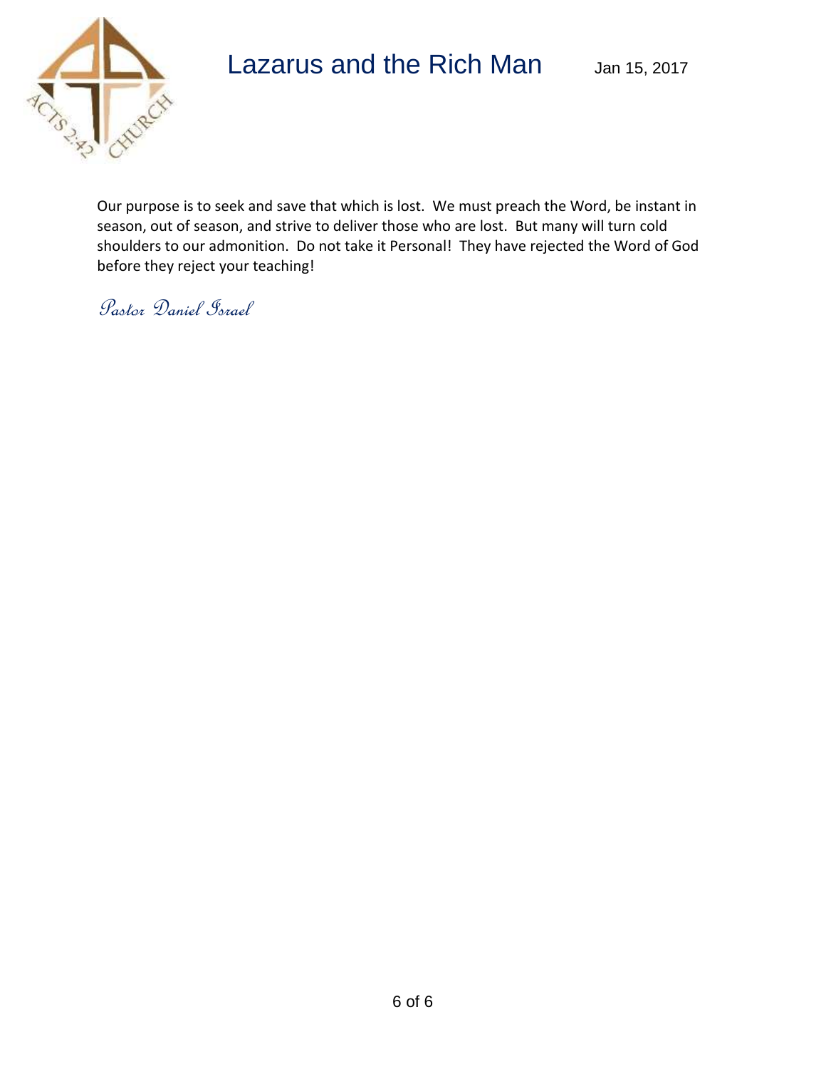Our purpose is to seek and save that which is lost. We must preach the Word, be instant in season, out of season, and strive to deliver those who are lost. But many will turn cold shoulders to our admonition. Do not take it Personal! They have rejected the Word of God before they reject your teaching!

*Pastor Daniel Israel*